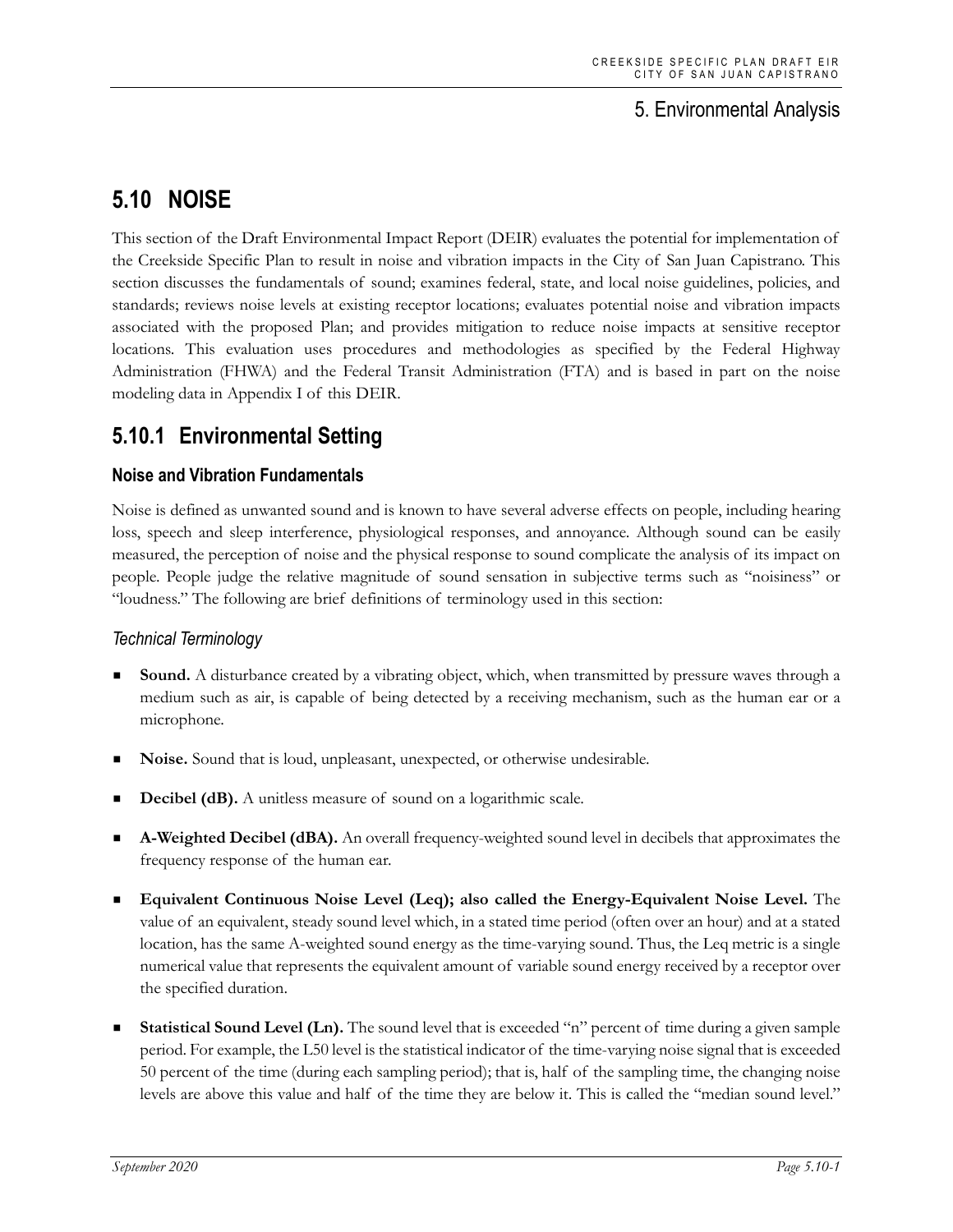# 5.10 NOISE

This section of the Draft Environmental Impact Report (DEIR) evaluates the potential for implementation of the Creekside Specific Plan to result in noise and vibration impacts in the City of San Juan Capistrano. This section discusses the fundamentals of sound; examines federal, state, and local noise guidelines, policies, and standards; reviews noise levels at existing receptor locations; evaluates potential noise and vibration impacts associated with the proposed Plan; and provides mitigation to reduce noise impacts at sensitive receptor locations. This evaluation uses procedures and methodologies as specified by the Federal Highway Administration (FHWA) and the Federal Transit Administration (FTA) and is based in part on the noise modeling data in Appendix I of this DEIR.

## 5.10.1 Environmental Setting

### Noise and Vibration Fundamentals

Noise is defined as unwanted sound and is known to have several adverse effects on people, including hearing loss, speech and sleep interference, physiological responses, and annoyance. Although sound can be easily measured, the perception of noise and the physical response to sound complicate the analysis of its impact on people. People judge the relative magnitude of sound sensation in subjective terms such as "noisiness" or "loudness." The following are brief definitions of terminology used in this section:

#### *Technical Terminology*

- **Sound.** A disturbance created by a vibrating object, which, when transmitted by pressure waves through a medium such as air, is capable of being detected by a receiving mechanism, such as the human ear or a microphone.
- **Noise.** Sound that is loud, unpleasant, unexpected, or otherwise undesirable.
- **Decibel (dB).** A unitless measure of sound on a logarithmic scale.
- **A-Weighted Decibel (dBA).** An overall frequency-weighted sound level in decibels that approximates the frequency response of the human ear.
- **Equivalent Continuous Noise Level (Leq); also called the Energy-Equivalent Noise Level.** The value of an equivalent, steady sound level which, in a stated time period (often over an hour) and at a stated location, has the same A-weighted sound energy as the time-varying sound. Thus, the Leq metric is a single numerical value that represents the equivalent amount of variable sound energy received by a receptor over the specified duration.
- **Statistical Sound Level (Ln).** The sound level that is exceeded "n" percent of time during a given sample period. For example, the L50 level is the statistical indicator of the time-varying noise signal that is exceeded 50 percent of the time (during each sampling period); that is, half of the sampling time, the changing noise levels are above this value and half of the time they are below it. This is called the "median sound level."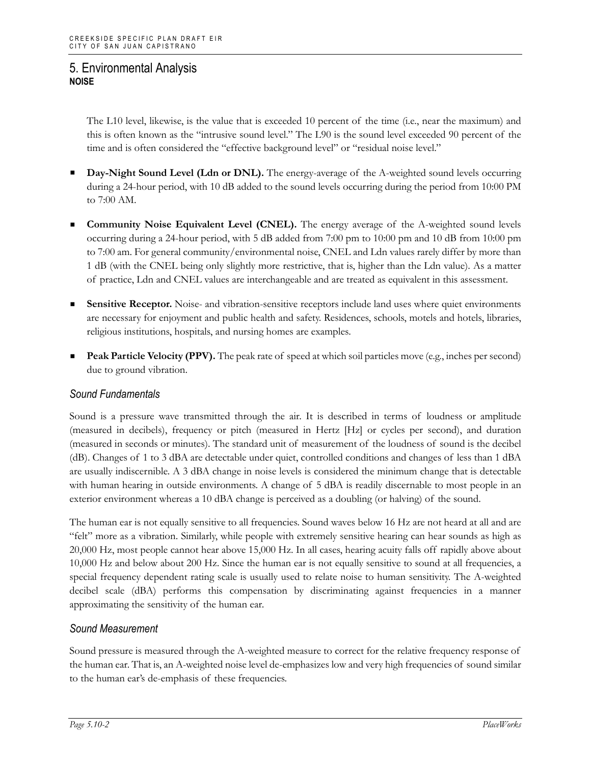The L10 level, likewise, is the value that is exceeded 10 percent of the time (i.e., near the maximum) and this is often known as the "intrusive sound level." The L90 is the sound level exceeded 90 percent of the time and is often considered the "effective background level" or "residual noise level."

- **Day-Night Sound Level (Ldn or DNL).** The energy-average of the A-weighted sound levels occurring during a 24-hour period, with 10 dB added to the sound levels occurring during the period from 10:00 PM to 7:00 AM.
- **Community Noise Equivalent Level (CNEL).** The energy average of the A-weighted sound levels occurring during a 24-hour period, with 5 dB added from 7:00 pm to 10:00 pm and 10 dB from 10:00 pm to 7:00 am. For general community/environmental noise, CNEL and Ldn values rarely differ by more than 1 dB (with the CNEL being only slightly more restrictive, that is, higher than the Ldn value). As a matter of practice, Ldn and CNEL values are interchangeable and are treated as equivalent in this assessment.
- **Sensitive Receptor.** Noise- and vibration-sensitive receptors include land uses where quiet environments are necessary for enjoyment and public health and safety. Residences, schools, motels and hotels, libraries, religious institutions, hospitals, and nursing homes are examples.
- **Peak Particle Velocity (PPV).** The peak rate of speed at which soil particles move (e.g., inches per second) due to ground vibration.

### *Sound Fundamentals*

Sound is a pressure wave transmitted through the air. It is described in terms of loudness or amplitude (measured in decibels), frequency or pitch (measured in Hertz [Hz] or cycles per second), and duration (measured in seconds or minutes). The standard unit of measurement of the loudness of sound is the decibel (dB). Changes of 1 to 3 dBA are detectable under quiet, controlled conditions and changes of less than 1 dBA are usually indiscernible. A 3 dBA change in noise levels is considered the minimum change that is detectable with human hearing in outside environments. A change of 5 dBA is readily discernable to most people in an exterior environment whereas a 10 dBA change is perceived as a doubling (or halving) of the sound.

The human ear is not equally sensitive to all frequencies. Sound waves below 16 Hz are not heard at all and are "felt" more as a vibration. Similarly, while people with extremely sensitive hearing can hear sounds as high as 20,000 Hz, most people cannot hear above 15,000 Hz. In all cases, hearing acuity falls off rapidly above about 10,000 Hz and below about 200 Hz. Since the human ear is not equally sensitive to sound at all frequencies, a special frequency dependent rating scale is usually used to relate noise to human sensitivity. The A-weighted decibel scale (dBA) performs this compensation by discriminating against frequencies in a manner approximating the sensitivity of the human ear.

### *Sound Measurement*

Sound pressure is measured through the A-weighted measure to correct for the relative frequency response of the human ear. That is, an A-weighted noise level de-emphasizes low and very high frequencies of sound similar to the human ear's de-emphasis of these frequencies.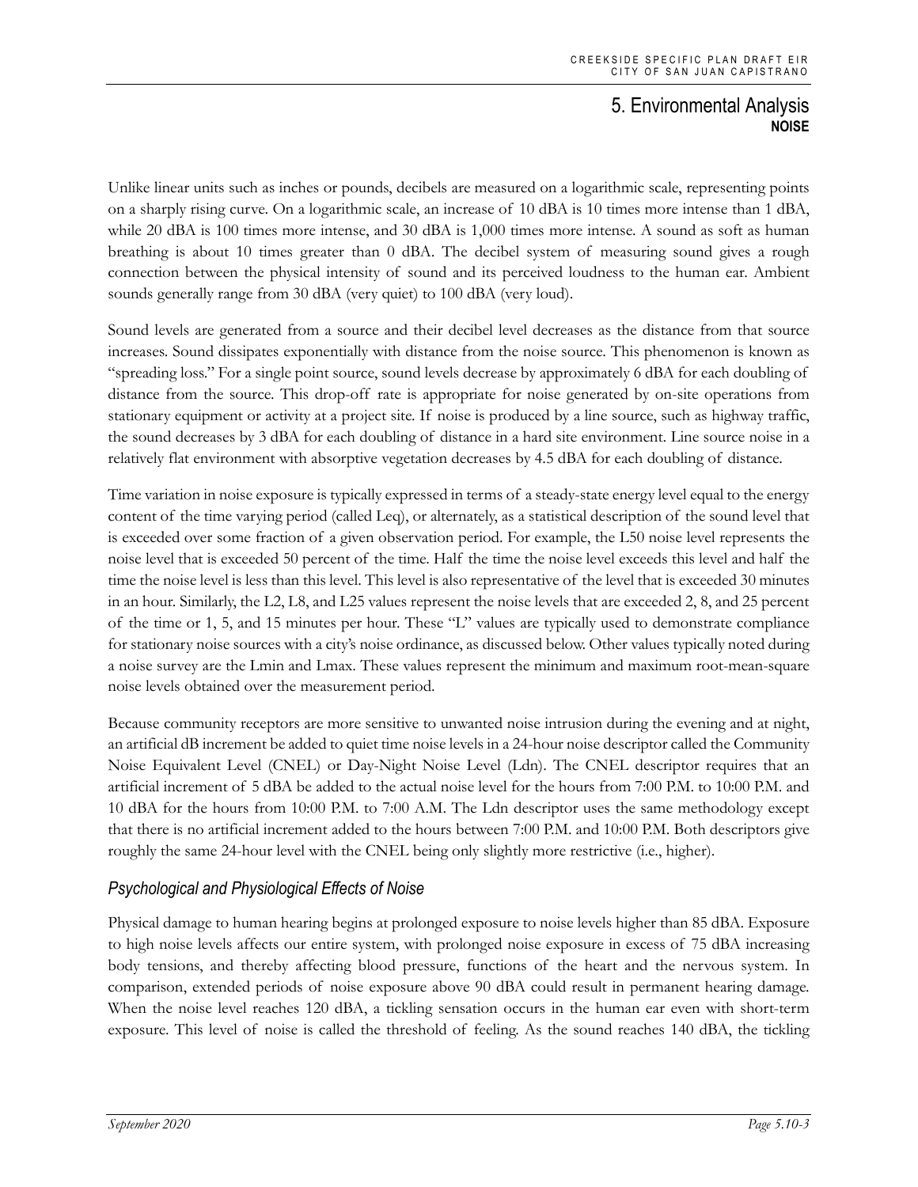Unlike linear units such as inches or pounds, decibels are measured on a logarithmic scale, representing points on a sharply rising curve. On a logarithmic scale, an increase of 10 dBA is 10 times more intense than 1 dBA, while 20 dBA is 100 times more intense, and 30 dBA is 1,000 times more intense. A sound as soft as human breathing is about 10 times greater than 0 dBA. The decibel system of measuring sound gives a rough connection between the physical intensity of sound and its perceived loudness to the human ear. Ambient sounds generally range from 30 dBA (very quiet) to 100 dBA (very loud).

Sound levels are generated from a source and their decibel level decreases as the distance from that source increases. Sound dissipates exponentially with distance from the noise source. This phenomenon is known as "spreading loss." For a single point source, sound levels decrease by approximately 6 dBA for each doubling of distance from the source. This drop-off rate is appropriate for noise generated by on-site operations from stationary equipment or activity at a project site. If noise is produced by a line source, such as highway traffic, the sound decreases by 3 dBA for each doubling of distance in a hard site environment. Line source noise in a relatively flat environment with absorptive vegetation decreases by 4.5 dBA for each doubling of distance.

Time variation in noise exposure is typically expressed in terms of a steady-state energy level equal to the energy content of the time varying period (called Leq), or alternately, as a statistical description of the sound level that is exceeded over some fraction of a given observation period. For example, the L50 noise level represents the noise level that is exceeded 50 percent of the time. Half the time the noise level exceeds this level and half the time the noise level is less than this level. This level is also representative of the level that is exceeded 30 minutes in an hour. Similarly, the L2, L8, and L25 values represent the noise levels that are exceeded 2, 8, and 25 percent of the time or 1, 5, and 15 minutes per hour. These "L" values are typically used to demonstrate compliance for stationary noise sources with a city's noise ordinance, as discussed below. Other values typically noted during a noise survey are the Lmin and Lmax. These values represent the minimum and maximum root-mean-square noise levels obtained over the measurement period.

Because community receptors are more sensitive to unwanted noise intrusion during the evening and at night, an artificial dB increment be added to quiet time noise levels in a 24-hour noise descriptor called the Community Noise Equivalent Level (CNEL) or Day-Night Noise Level (Ldn). The CNEL descriptor requires that an artificial increment of 5 dBA be added to the actual noise level for the hours from 7:00 P.M. to 10:00 P.M. and 10 dBA for the hours from 10:00 P.M. to 7:00 A.M. The Ldn descriptor uses the same methodology except that there is no artificial increment added to the hours between 7:00 P.M. and 10:00 P.M. Both descriptors give roughly the same 24-hour level with the CNEL being only slightly more restrictive (i.e., higher).

### *Psychological and Physiological Effects of Noise*

Physical damage to human hearing begins at prolonged exposure to noise levels higher than 85 dBA. Exposure to high noise levels affects our entire system, with prolonged noise exposure in excess of 75 dBA increasing body tensions, and thereby affecting blood pressure, functions of the heart and the nervous system. In comparison, extended periods of noise exposure above 90 dBA could result in permanent hearing damage. When the noise level reaches 120 dBA, a tickling sensation occurs in the human ear even with short-term exposure. This level of noise is called the threshold of feeling. As the sound reaches 140 dBA, the tickling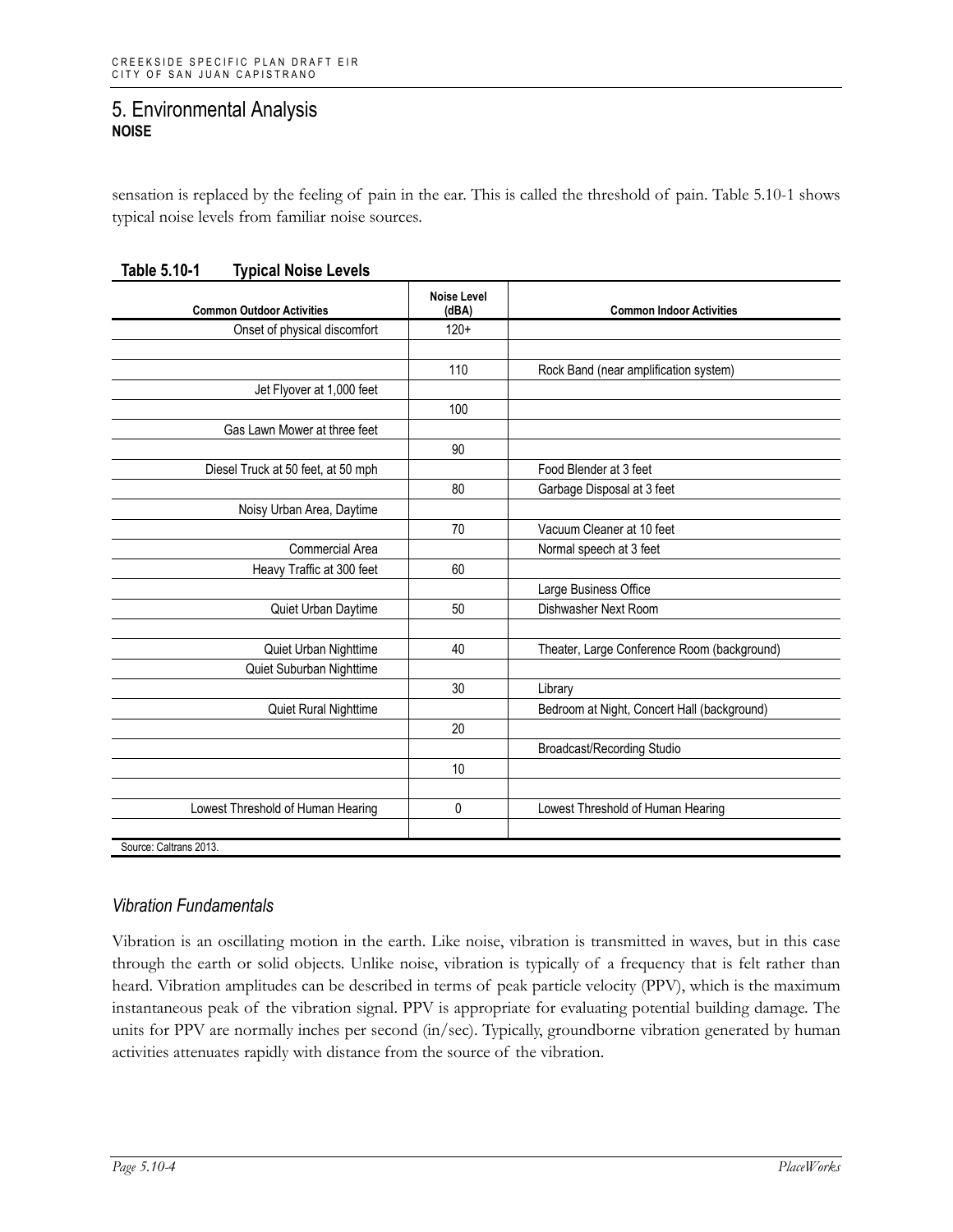# 5. Environmental Analysis

## NOISE

sensation is replaced by the feeling of pain in the ear. This is called the threshold of pain. Table 5.10-1 shows typical noise levels from familiar noise sources.

**Table 5.10-1 Typical Noise Levels**

| Common Outdoor Activities | Noise Level (dBA) | Common Indoor Activities |
|---|---|---|
| Onset of physical discomfort | 120+ | |
| | | |
| | 110 | Rock Band (near amplification system) |
| Jet Flyover at 1,000 feet | | |
| | 100 | |
| Gas Lawn Mower at three feet | | |
| | 90 | |
| Diesel Truck at 50 feet, at 50 mph | | Food Blender at 3 feet |
| | 80 | Garbage Disposal at 3 feet |
| Noisy Urban Area, Daytime | | |
| | 70 | Vacuum Cleaner at 10 feet |
| Commercial Area | | Normal speech at 3 feet |
| Heavy Traffic at 300 feet | 60 | |
| | | Large Business Office |
| Quiet Urban Daytime | 50 | Dishwasher Next Room |
| | | |
| Quiet Urban Nighttime | 40 | Theater, Large Conference Room (background) |
| Quiet Suburban Nighttime | | |
| | 30 | Library |
| Quiet Rural Nighttime | | Bedroom at Night, Concert Hall (background) |
| | 20 | |
| | | Broadcast/Recording Studio |
| | 10 | |
| | | |
| Lowest Threshold of Human Hearing | 0 | Lowest Threshold of Human Hearing |
| | | |

Source: Caltrans 2013.

### *Vibration Fundamentals*

Vibration is an oscillating motion in the earth. Like noise, vibration is transmitted in waves, but in this case through the earth or solid objects. Unlike noise, vibration is typically of a frequency that is felt rather than heard. Vibration amplitudes can be described in terms of peak particle velocity (PPV), which is the maximum instantaneous peak of the vibration signal. PPV is appropriate for evaluating potential building damage. The units for PPV are normally inches per second (in/sec). Typically, groundborne vibration generated by human activities attenuates rapidly with distance from the source of the vibration.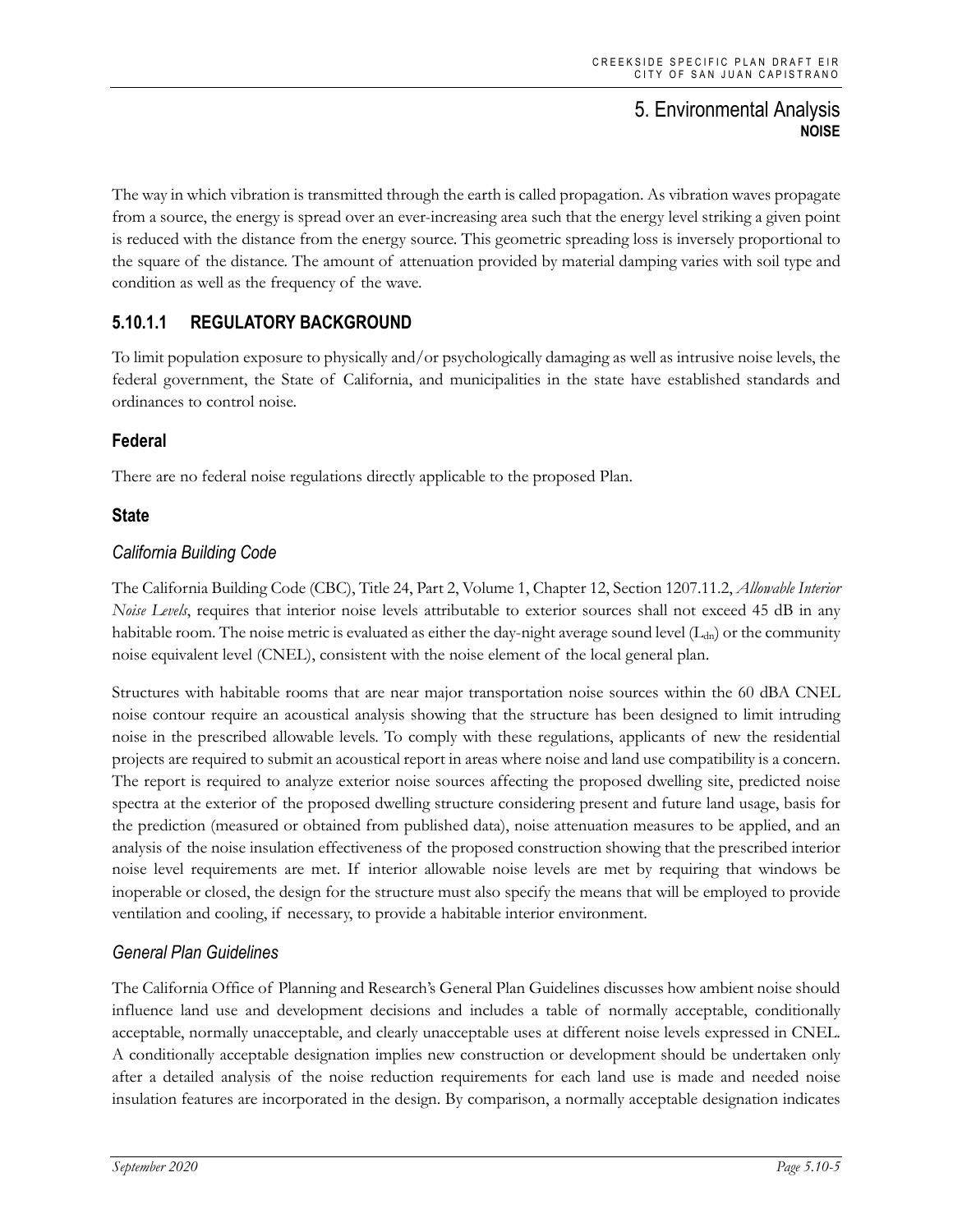The way in which vibration is transmitted through the earth is called propagation. As vibration waves propagate from a source, the energy is spread over an ever-increasing area such that the energy level striking a given point is reduced with the distance from the energy source. This geometric spreading loss is inversely proportional to the square of the distance. The amount of attenuation provided by material damping varies with soil type and condition as well as the frequency of the wave.

### 5.10.1.1 REGULATORY BACKGROUND

To limit population exposure to physically and/or psychologically damaging as well as intrusive noise levels, the federal government, the State of California, and municipalities in the state have established standards and ordinances to control noise.

#### Federal

There are no federal noise regulations directly applicable to the proposed Plan.

#### State

##### *California Building Code*

The California Building Code (CBC), Title 24, Part 2, Volume 1, Chapter 12, Section 1207.11.2, *Allowable Interior Noise Levels*, requires that interior noise levels attributable to exterior sources shall not exceed 45 dB in any habitable room. The noise metric is evaluated as either the day-night average sound level ($L_{dn}$) or the community noise equivalent level (CNEL), consistent with the noise element of the local general plan.

Structures with habitable rooms that are near major transportation noise sources within the 60 dBA CNEL noise contour require an acoustical analysis showing that the structure has been designed to limit intruding noise in the prescribed allowable levels. To comply with these regulations, applicants of new the residential projects are required to submit an acoustical report in areas where noise and land use compatibility is a concern. The report is required to analyze exterior noise sources affecting the proposed dwelling site, predicted noise spectra at the exterior of the proposed dwelling structure considering present and future land usage, basis for the prediction (measured or obtained from published data), noise attenuation measures to be applied, and an analysis of the noise insulation effectiveness of the proposed construction showing that the prescribed interior noise level requirements are met. If interior allowable noise levels are met by requiring that windows be inoperable or closed, the design for the structure must also specify the means that will be employed to provide ventilation and cooling, if necessary, to provide a habitable interior environment.

##### *General Plan Guidelines*

The California Office of Planning and Research's General Plan Guidelines discusses how ambient noise should influence land use and development decisions and includes a table of normally acceptable, conditionally acceptable, normally unacceptable, and clearly unacceptable uses at different noise levels expressed in CNEL. A conditionally acceptable designation implies new construction or development should be undertaken only after a detailed analysis of the noise reduction requirements for each land use is made and needed noise insulation features are incorporated in the design. By comparison, a normally acceptable designation indicates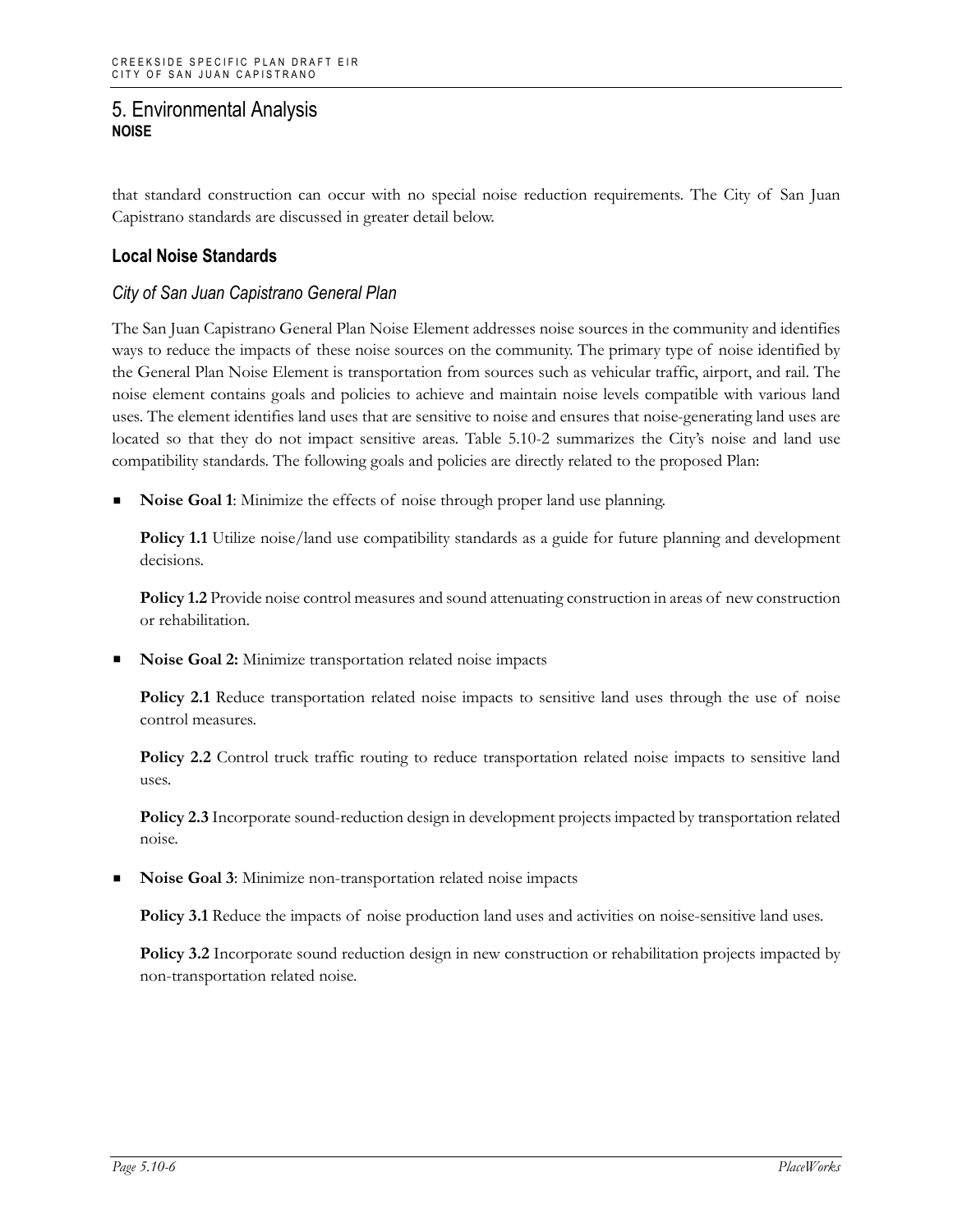that standard construction can occur with no special noise reduction requirements. The City of San Juan Capistrano standards are discussed in greater detail below.

### Local Noise Standards

#### *City of San Juan Capistrano General Plan*

The San Juan Capistrano General Plan Noise Element addresses noise sources in the community and identifies ways to reduce the impacts of these noise sources on the community. The primary type of noise identified by the General Plan Noise Element is transportation from sources such as vehicular traffic, airport, and rail. The noise element contains goals and policies to achieve and maintain noise levels compatible with various land uses. The element identifies land uses that are sensitive to noise and ensures that noise-generating land uses are located so that they do not impact sensitive areas. Table 5.10-2 summarizes the City's noise and land use compatibility standards. The following goals and policies are directly related to the proposed Plan:

- **Noise Goal 1**: Minimize the effects of noise through proper land use planning.

  **Policy 1.1** Utilize noise/land use compatibility standards as a guide for future planning and development decisions.

  **Policy 1.2** Provide noise control measures and sound attenuating construction in areas of new construction or rehabilitation.

- **Noise Goal 2:** Minimize transportation related noise impacts

  **Policy 2.1** Reduce transportation related noise impacts to sensitive land uses through the use of noise control measures.

  **Policy 2.2** Control truck traffic routing to reduce transportation related noise impacts to sensitive land uses.

  **Policy 2.3** Incorporate sound-reduction design in development projects impacted by transportation related noise.

- **Noise Goal 3**: Minimize non-transportation related noise impacts

  **Policy 3.1** Reduce the impacts of noise production land uses and activities on noise-sensitive land uses.

  **Policy 3.2** Incorporate sound reduction design in new construction or rehabilitation projects impacted by non-transportation related noise.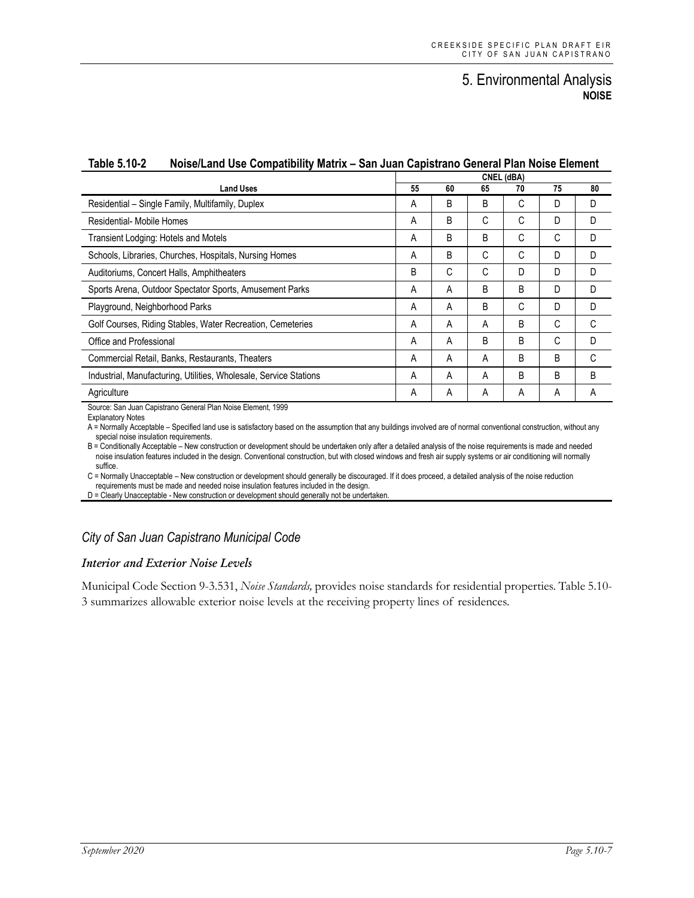# 5. Environmental Analysis
## NOISE

**Table 5.10-2 Noise/Land Use Compatibility Matrix – San Juan Capistrano General Plan Noise Element**

| Land Uses | CNEL (dBA) | | | | | |
|---|---|---|---|---|---|---|
| | 55 | 60 | 65 | 70 | 75 | 80 |
| Residential – Single Family, Multifamily, Duplex | A | B | B | C | D | D |
| Residential- Mobile Homes | A | B | C | C | D | D |
| Transient Lodging: Hotels and Motels | A | B | B | C | C | D |
| Schools, Libraries, Churches, Hospitals, Nursing Homes | A | B | C | C | D | D |
| Auditoriums, Concert Halls, Amphitheaters | B | C | C | D | D | D |
| Sports Arena, Outdoor Spectator Sports, Amusement Parks | A | A | B | B | D | D |
| Playground, Neighborhood Parks | A | A | B | C | D | D |
| Golf Courses, Riding Stables, Water Recreation, Cemeteries | A | A | A | B | C | C |
| Office and Professional | A | A | B | B | C | D |
| Commercial Retail, Banks, Restaurants, Theaters | A | A | A | B | B | C |
| Industrial, Manufacturing, Utilities, Wholesale, Service Stations | A | A | A | B | B | B |
| Agriculture | A | A | A | A | A | A |

Source: San Juan Capistrano General Plan Noise Element, 1999

Explanatory Notes

A = Normally Acceptable – Specified land use is satisfactory based on the assumption that any buildings involved are of normal conventional construction, without any special noise insulation requirements.

B = Conditionally Acceptable – New construction or development should be undertaken only after a detailed analysis of the noise requirements is made and needed noise insulation features included in the design. Conventional construction, but with closed windows and fresh air supply systems or air conditioning will normally suffice.

C = Normally Unacceptable – New construction or development should generally be discouraged. If it does proceed, a detailed analysis of the noise reduction requirements must be made and needed noise insulation features included in the design.

D = Clearly Unacceptable - New construction or development should generally not be undertaken.

### *City of San Juan Capistrano Municipal Code*

#### *Interior and Exterior Noise Levels*

Municipal Code Section 9-3.531, *Noise Standards,* provides noise standards for residential properties. Table 5.10-3 summarizes allowable exterior noise levels at the receiving property lines of residences.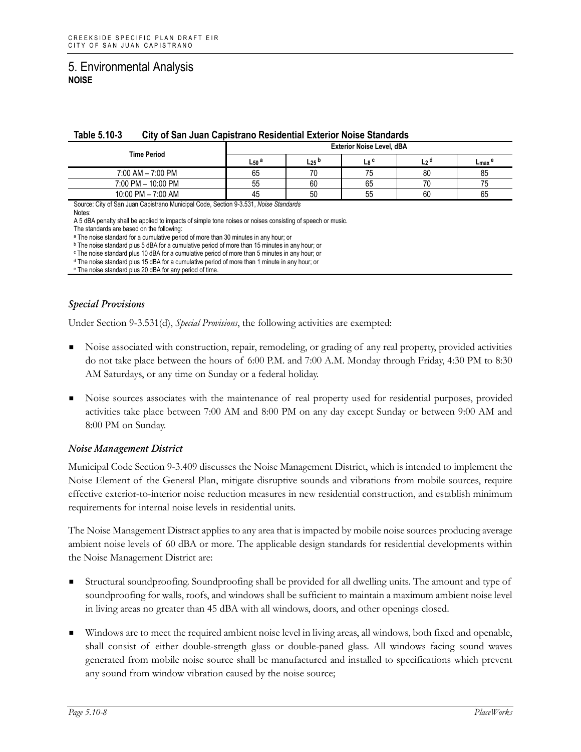# 5. Environmental Analysis

## NOISE

**Table 5.10-3 City of San Juan Capistrano Residential Exterior Noise Standards**

| Time Period | Exterior Noise Level, dBA | | | | |
|---|---|---|---|---|---|
| | $L_{50}$ [a] | $L_{25}$ [b] | $L_8$ [c] | $L_2$ [d] | $L_{max}$ [e] |
| 7:00 AM – 7:00 PM | 65 | 70 | 75 | 80 | 85 |
| 7:00 PM – 10:00 PM | 55 | 60 | 65 | 70 | 75 |
| 10:00 PM – 7:00 AM | 45 | 50 | 55 | 60 | 65 |

Source: City of San Juan Capistrano Municipal Code, Section 9-3.531, *Noise Standards*

Notes:

A 5 dBA penalty shall be applied to impacts of simple tone noises or noises consisting of speech or music.

The standards are based on the following:

[a] The noise standard for a cumulative period of more than 30 minutes in any hour; or

[b] The noise standard plus 5 dBA for a cumulative period of more than 15 minutes in any hour; or

[c] The noise standard plus 10 dBA for a cumulative period of more than 5 minutes in any hour; or

[d] The noise standard plus 15 dBA for a cumulative period of more than 1 minute in any hour; or

[e] The noise standard plus 20 dBA for any period of time.

### *Special Provisions*

Under Section 9-3.531(d), *Special Provisions*, the following activities are exempted:

- Noise associated with construction, repair, remodeling, or grading of any real property, provided activities do not take place between the hours of 6:00 P.M. and 7:00 A.M. Monday through Friday, 4:30 PM to 8:30 AM Saturdays, or any time on Sunday or a federal holiday.
- Noise sources associates with the maintenance of real property used for residential purposes, provided activities take place between 7:00 AM and 8:00 PM on any day except Sunday or between 9:00 AM and 8:00 PM on Sunday.

### *Noise Management District*

Municipal Code Section 9-3.409 discusses the Noise Management District, which is intended to implement the Noise Element of the General Plan, mitigate disruptive sounds and vibrations from mobile sources, require effective exterior-to-interior noise reduction measures in new residential construction, and establish minimum requirements for internal noise levels in residential units.

The Noise Management Distract applies to any area that is impacted by mobile noise sources producing average ambient noise levels of 60 dBA or more. The applicable design standards for residential developments within the Noise Management District are:

- Structural soundproofing. Soundproofing shall be provided for all dwelling units. The amount and type of soundproofing for walls, roofs, and windows shall be sufficient to maintain a maximum ambient noise level in living areas no greater than 45 dBA with all windows, doors, and other openings closed.
- Windows are to meet the required ambient noise level in living areas, all windows, both fixed and openable, shall consist of either double-strength glass or double-paned glass. All windows facing sound waves generated from mobile noise source shall be manufactured and installed to specifications which prevent any sound from window vibration caused by the noise source;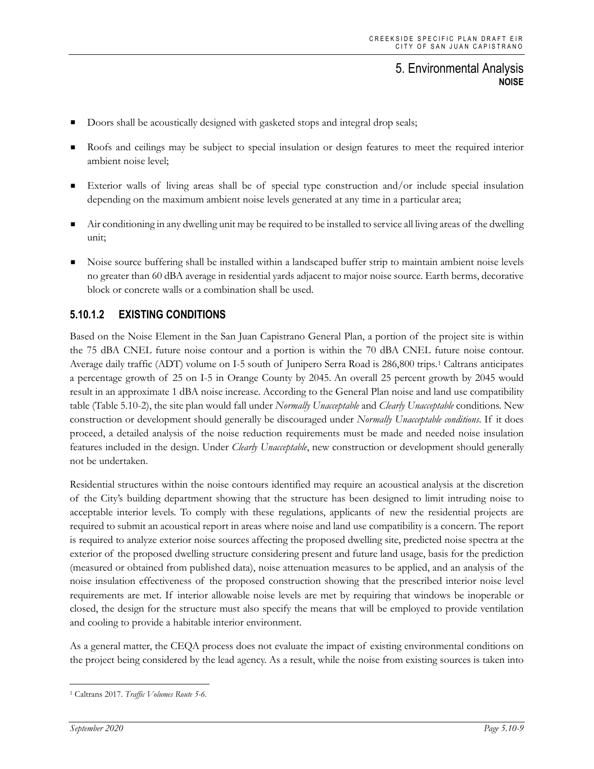- Doors shall be acoustically designed with gasketed stops and integral drop seals;
- Roofs and ceilings may be subject to special insulation or design features to meet the required interior ambient noise level;
- Exterior walls of living areas shall be of special type construction and/or include special insulation depending on the maximum ambient noise levels generated at any time in a particular area;
- Air conditioning in any dwelling unit may be required to be installed to service all living areas of the dwelling unit;
- Noise source buffering shall be installed within a landscaped buffer strip to maintain ambient noise levels no greater than 60 dBA average in residential yards adjacent to major noise source. Earth berms, decorative block or concrete walls or a combination shall be used.

### 5.10.1.2 EXISTING CONDITIONS

Based on the Noise Element in the San Juan Capistrano General Plan, a portion of the project site is within the 75 dBA CNEL future noise contour and a portion is within the 70 dBA CNEL future noise contour. Average daily traffic (ADT) volume on I-5 south of Junipero Serra Road is 286,800 trips.[1] Caltrans anticipates a percentage growth of 25 on I-5 in Orange County by 2045. An overall 25 percent growth by 2045 would result in an approximate 1 dBA noise increase. According to the General Plan noise and land use compatibility table (Table 5.10-2), the site plan would fall under *Normally Unacceptable* and *Clearly Unacceptable* conditions. New construction or development should generally be discouraged under *Normally Unacceptable conditions*. If it does proceed, a detailed analysis of the noise reduction requirements must be made and needed noise insulation features included in the design. Under *Clearly Unacceptable*, new construction or development should generally not be undertaken.

Residential structures within the noise contours identified may require an acoustical analysis at the discretion of the City's building department showing that the structure has been designed to limit intruding noise to acceptable interior levels. To comply with these regulations, applicants of new the residential projects are required to submit an acoustical report in areas where noise and land use compatibility is a concern. The report is required to analyze exterior noise sources affecting the proposed dwelling site, predicted noise spectra at the exterior of the proposed dwelling structure considering present and future land usage, basis for the prediction (measured or obtained from published data), noise attenuation measures to be applied, and an analysis of the noise insulation effectiveness of the proposed construction showing that the prescribed interior noise level requirements are met. If interior allowable noise levels are met by requiring that windows be inoperable or closed, the design for the structure must also specify the means that will be employed to provide ventilation and cooling to provide a habitable interior environment.

As a general matter, the CEQA process does not evaluate the impact of existing environmental conditions on the project being considered by the lead agency. As a result, while the noise from existing sources is taken into

---

[1] Caltrans 2017. *Traffic Volumes Route 5-6*.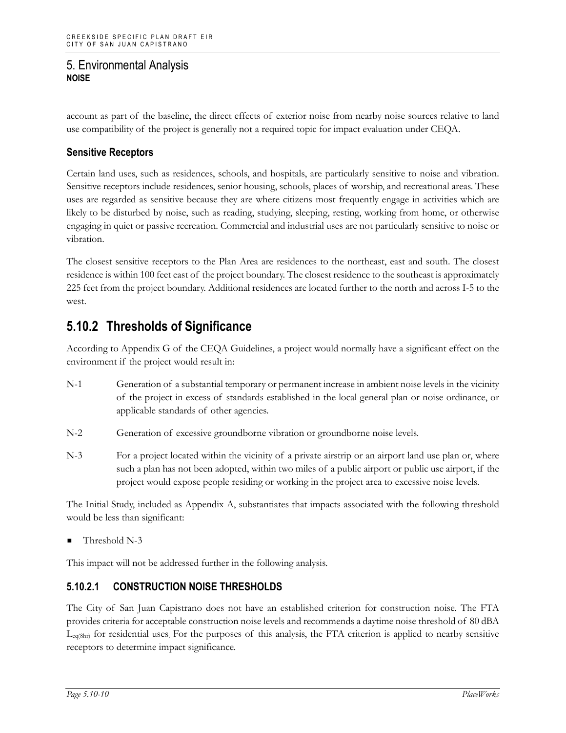account as part of the baseline, the direct effects of exterior noise from nearby noise sources relative to land use compatibility of the project is generally not a required topic for impact evaluation under CEQA.

### Sensitive Receptors

Certain land uses, such as residences, schools, and hospitals, are particularly sensitive to noise and vibration. Sensitive receptors include residences, senior housing, schools, places of worship, and recreational areas. These uses are regarded as sensitive because they are where citizens most frequently engage in activities which are likely to be disturbed by noise, such as reading, studying, sleeping, resting, working from home, or otherwise engaging in quiet or passive recreation. Commercial and industrial uses are not particularly sensitive to noise or vibration.

The closest sensitive receptors to the Plan Area are residences to the northeast, east and south. The closest residence is within 100 feet east of the project boundary. The closest residence to the southeast is approximately 225 feet from the project boundary. Additional residences are located further to the north and across I-5 to the west.

## 5.10.2 Thresholds of Significance

According to Appendix G of the CEQA Guidelines, a project would normally have a significant effect on the environment if the project would result in:

N-1 Generation of a substantial temporary or permanent increase in ambient noise levels in the vicinity of the project in excess of standards established in the local general plan or noise ordinance, or applicable standards of other agencies.

N-2 Generation of excessive groundborne vibration or groundborne noise levels.

N-3 For a project located within the vicinity of a private airstrip or an airport land use plan or, where such a plan has not been adopted, within two miles of a public airport or public use airport, if the project would expose people residing or working in the project area to excessive noise levels.

The Initial Study, included as Appendix A, substantiates that impacts associated with the following threshold would be less than significant:

- Threshold N-3

This impact will not be addressed further in the following analysis.

### 5.10.2.1 CONSTRUCTION NOISE THRESHOLDS

The City of San Juan Capistrano does not have an established criterion for construction noise. The FTA provides criteria for acceptable construction noise levels and recommends a daytime noise threshold of 80 dBA $L_{eq(8hr)}$ for residential uses. For the purposes of this analysis, the FTA criterion is applied to nearby sensitive receptors to determine impact significance.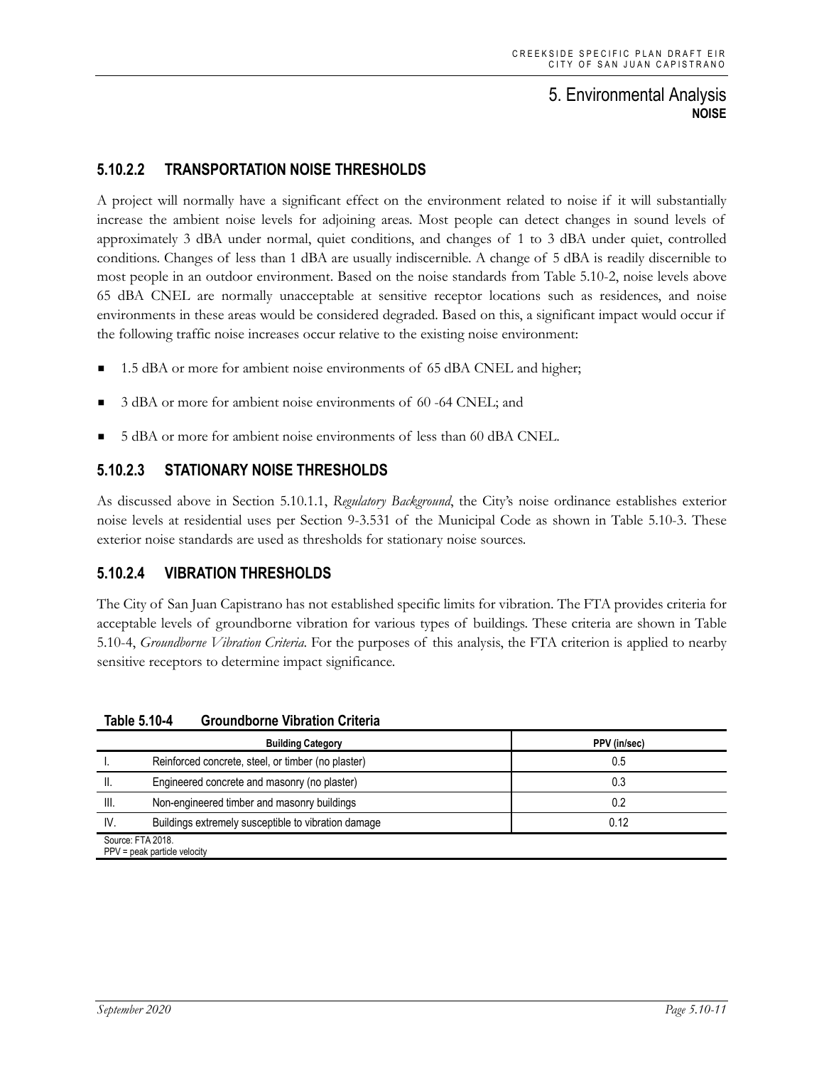### 5.10.2.2 TRANSPORTATION NOISE THRESHOLDS

A project will normally have a significant effect on the environment related to noise if it will substantially increase the ambient noise levels for adjoining areas. Most people can detect changes in sound levels of approximately 3 dBA under normal, quiet conditions, and changes of 1 to 3 dBA under quiet, controlled conditions. Changes of less than 1 dBA are usually indiscernible. A change of 5 dBA is readily discernible to most people in an outdoor environment. Based on the noise standards from Table 5.10-2, noise levels above 65 dBA CNEL are normally unacceptable at sensitive receptor locations such as residences, and noise environments in these areas would be considered degraded. Based on this, a significant impact would occur if the following traffic noise increases occur relative to the existing noise environment:

- 1.5 dBA or more for ambient noise environments of 65 dBA CNEL and higher;
- 3 dBA or more for ambient noise environments of 60 -64 CNEL; and
- 5 dBA or more for ambient noise environments of less than 60 dBA CNEL.

### 5.10.2.3 STATIONARY NOISE THRESHOLDS

As discussed above in Section 5.10.1.1, *Regulatory Background*, the City's noise ordinance establishes exterior noise levels at residential uses per Section 9-3.531 of the Municipal Code as shown in Table 5.10-3. These exterior noise standards are used as thresholds for stationary noise sources.

### 5.10.2.4 VIBRATION THRESHOLDS

The City of San Juan Capistrano has not established specific limits for vibration. The FTA provides criteria for acceptable levels of groundborne vibration for various types of buildings. These criteria are shown in Table 5.10-4, *Groundborne Vibration Criteria*. For the purposes of this analysis, the FTA criterion is applied to nearby sensitive receptors to determine impact significance.

**Table 5.10-4 Groundborne Vibration Criteria**

| | Building Category | PPV (in/sec) |
|---|---|---|
| I. | Reinforced concrete, steel, or timber (no plaster) | 0.5 |
| II. | Engineered concrete and masonry (no plaster) | 0.3 |
| III. | Non-engineered timber and masonry buildings | 0.2 |
| IV. | Buildings extremely susceptible to vibration damage | 0.12 |

Source: FTA 2018.
PPV = peak particle velocity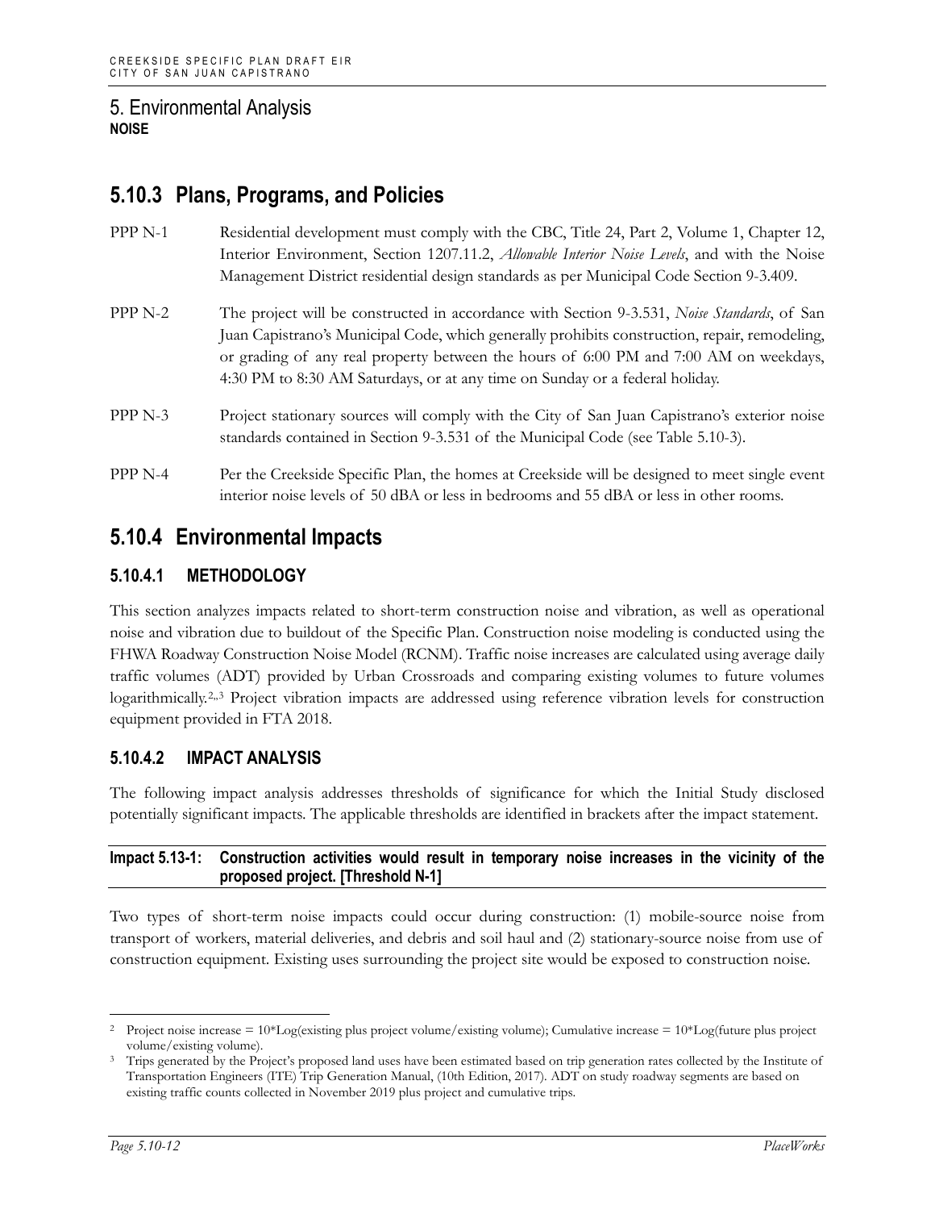## 5. Environmental Analysis
**NOISE**

## 5.10.3 Plans, Programs, and Policies

PPP N-1 Residential development must comply with the CBC, Title 24, Part 2, Volume 1, Chapter 12, Interior Environment, Section 1207.11.2, *Allowable Interior Noise Levels*, and with the Noise Management District residential design standards as per Municipal Code Section 9-3.409.

PPP N-2 The project will be constructed in accordance with Section 9-3.531, *Noise Standards*, of San Juan Capistrano's Municipal Code, which generally prohibits construction, repair, remodeling, or grading of any real property between the hours of 6:00 PM and 7:00 AM on weekdays, 4:30 PM to 8:30 AM Saturdays, or at any time on Sunday or a federal holiday.

PPP N-3 Project stationary sources will comply with the City of San Juan Capistrano's exterior noise standards contained in Section 9-3.531 of the Municipal Code (see Table 5.10-3).

PPP N-4 Per the Creekside Specific Plan, the homes at Creekside will be designed to meet single event interior noise levels of 50 dBA or less in bedrooms and 55 dBA or less in other rooms.

## 5.10.4 Environmental Impacts

### 5.10.4.1 METHODOLOGY

This section analyzes impacts related to short-term construction noise and vibration, as well as operational noise and vibration due to buildout of the Specific Plan. Construction noise modeling is conducted using the FHWA Roadway Construction Noise Model (RCNM). Traffic noise increases are calculated using average daily traffic volumes (ADT) provided by Urban Crossroads and comparing existing volumes to future volumes logarithmically.[2],[3] Project vibration impacts are addressed using reference vibration levels for construction equipment provided in FTA 2018.

### 5.10.4.2 IMPACT ANALYSIS

The following impact analysis addresses thresholds of significance for which the Initial Study disclosed potentially significant impacts. The applicable thresholds are identified in brackets after the impact statement.

**Impact 5.13-1: Construction activities would result in temporary noise increases in the vicinity of the proposed project. [Threshold N-1]**

Two types of short-term noise impacts could occur during construction: (1) mobile-source noise from transport of workers, material deliveries, and debris and soil haul and (2) stationary-source noise from use of construction equipment. Existing uses surrounding the project site would be exposed to construction noise.

---

[2] Project noise increase = 10*Log(existing plus project volume/existing volume); Cumulative increase = 10*Log(future plus project volume/existing volume).

[3] Trips generated by the Project's proposed land uses have been estimated based on trip generation rates collected by the Institute of Transportation Engineers (ITE) Trip Generation Manual, (10th Edition, 2017). ADT on study roadway segments are based on existing traffic counts collected in November 2019 plus project and cumulative trips.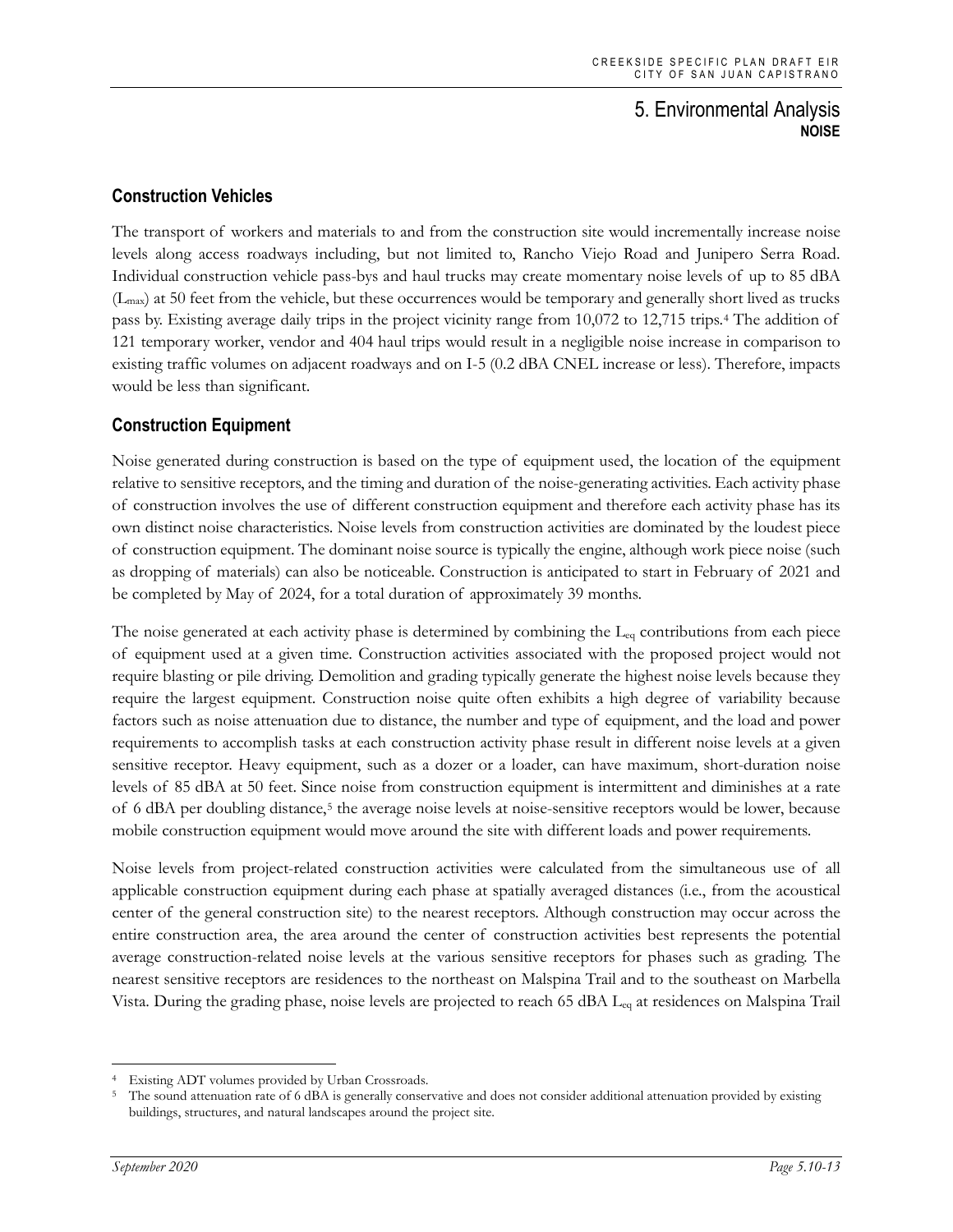## Construction Vehicles

The transport of workers and materials to and from the construction site would incrementally increase noise levels along access roadways including, but not limited to, Rancho Viejo Road and Junipero Serra Road. Individual construction vehicle pass-bys and haul trucks may create momentary noise levels of up to 85 dBA ($L_{max}$) at 50 feet from the vehicle, but these occurrences would be temporary and generally short lived as trucks pass by. Existing average daily trips in the project vicinity range from 10,072 to 12,715 trips.[4] The addition of 121 temporary worker, vendor and 404 haul trips would result in a negligible noise increase in comparison to existing traffic volumes on adjacent roadways and on I-5 (0.2 dBA CNEL increase or less). Therefore, impacts would be less than significant.

## Construction Equipment

Noise generated during construction is based on the type of equipment used, the location of the equipment relative to sensitive receptors, and the timing and duration of the noise-generating activities. Each activity phase of construction involves the use of different construction equipment and therefore each activity phase has its own distinct noise characteristics. Noise levels from construction activities are dominated by the loudest piece of construction equipment. The dominant noise source is typically the engine, although work piece noise (such as dropping of materials) can also be noticeable. Construction is anticipated to start in February of 2021 and be completed by May of 2024, for a total duration of approximately 39 months.

The noise generated at each activity phase is determined by combining the $L_{eq}$ contributions from each piece of equipment used at a given time. Construction activities associated with the proposed project would not require blasting or pile driving. Demolition and grading typically generate the highest noise levels because they require the largest equipment. Construction noise quite often exhibits a high degree of variability because factors such as noise attenuation due to distance, the number and type of equipment, and the load and power requirements to accomplish tasks at each construction activity phase result in different noise levels at a given sensitive receptor. Heavy equipment, such as a dozer or a loader, can have maximum, short-duration noise levels of 85 dBA at 50 feet. Since noise from construction equipment is intermittent and diminishes at a rate of 6 dBA per doubling distance,[5] the average noise levels at noise-sensitive receptors would be lower, because mobile construction equipment would move around the site with different loads and power requirements.

Noise levels from project-related construction activities were calculated from the simultaneous use of all applicable construction equipment during each phase at spatially averaged distances (i.e., from the acoustical center of the general construction site) to the nearest receptors. Although construction may occur across the entire construction area, the area around the center of construction activities best represents the potential average construction-related noise levels at the various sensitive receptors for phases such as grading. The nearest sensitive receptors are residences to the northeast on Malspina Trail and to the southeast on Marbella Vista. During the grading phase, noise levels are projected to reach 65 dBA $L_{eq}$ at residences on Malspina Trail

[4] Existing ADT volumes provided by Urban Crossroads.

[5] The sound attenuation rate of 6 dBA is generally conservative and does not consider additional attenuation provided by existing buildings, structures, and natural landscapes around the project site.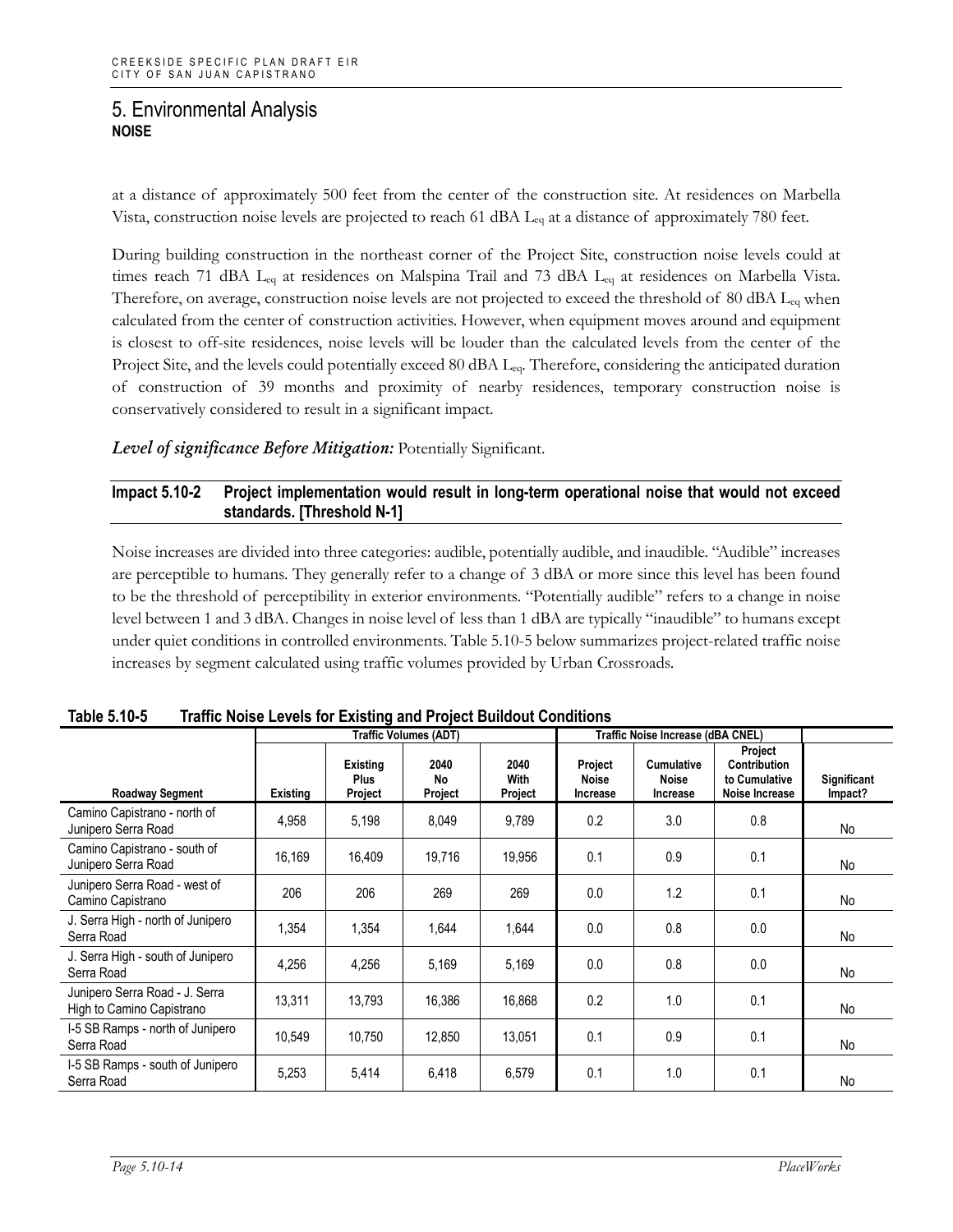at a distance of approximately 500 feet from the center of the construction site. At residences on Marbella Vista, construction noise levels are projected to reach 61 dBA $L_{eq}$ at a distance of approximately 780 feet.

During building construction in the northeast corner of the Project Site, construction noise levels could at times reach 71 dBA $L_{eq}$ at residences on Malspina Trail and 73 dBA $L_{eq}$ at residences on Marbella Vista. Therefore, on average, construction noise levels are not projected to exceed the threshold of 80 dBA $L_{eq}$ when calculated from the center of construction activities. However, when equipment moves around and equipment is closest to off-site residences, noise levels will be louder than the calculated levels from the center of the Project Site, and the levels could potentially exceed 80 dBA $L_{eq}$. Therefore, considering the anticipated duration of construction of 39 months and proximity of nearby residences, temporary construction noise is conservatively considered to result in a significant impact.

***Level of significance Before Mitigation:*** Potentially Significant.

**Impact 5.10-2 Project implementation would result in long-term operational noise that would not exceed standards. [Threshold N-1]**

Noise increases are divided into three categories: audible, potentially audible, and inaudible. "Audible" increases are perceptible to humans. They generally refer to a change of 3 dBA or more since this level has been found to be the threshold of perceptibility in exterior environments. "Potentially audible" refers to a change in noise level between 1 and 3 dBA. Changes in noise level of less than 1 dBA are typically "inaudible" to humans except under quiet conditions in controlled environments. Table 5.10-5 below summarizes project-related traffic noise increases by segment calculated using traffic volumes provided by Urban Crossroads.

**Table 5.10-5 Traffic Noise Levels for Existing and Project Buildout Conditions**

| | Traffic Volumes (ADT) | | | | Traffic Noise Increase (dBA CNEL) | | | |
|---|---|---|---|---|---|---|---|---|
| Roadway Segment | Existing | Existing Plus Project | 2040 No Project | 2040 With Project | Project Noise Increase | Cumulative Noise Increase | Project Contribution to Cumulative Noise Increase | Significant Impact? |
| Camino Capistrano - north of Junipero Serra Road | 4,958 | 5,198 | 8,049 | 9,789 | 0.2 | 3.0 | 0.8 | No |
| Camino Capistrano - south of Junipero Serra Road | 16,169 | 16,409 | 19,716 | 19,956 | 0.1 | 0.9 | 0.1 | No |
| Junipero Serra Road - west of Camino Capistrano | 206 | 206 | 269 | 269 | 0.0 | 1.2 | 0.1 | No |
| J. Serra High - north of Junipero Serra Road | 1,354 | 1,354 | 1,644 | 1,644 | 0.0 | 0.8 | 0.0 | No |
| J. Serra High - south of Junipero Serra Road | 4,256 | 4,256 | 5,169 | 5,169 | 0.0 | 0.8 | 0.0 | No |
| Junipero Serra Road - J. Serra High to Camino Capistrano | 13,311 | 13,793 | 16,386 | 16,868 | 0.2 | 1.0 | 0.1 | No |
| I-5 SB Ramps - north of Junipero Serra Road | 10,549 | 10,750 | 12,850 | 13,051 | 0.1 | 0.9 | 0.1 | No |
| I-5 SB Ramps - south of Junipero Serra Road | 5,253 | 5,414 | 6,418 | 6,579 | 0.1 | 1.0 | 0.1 | No |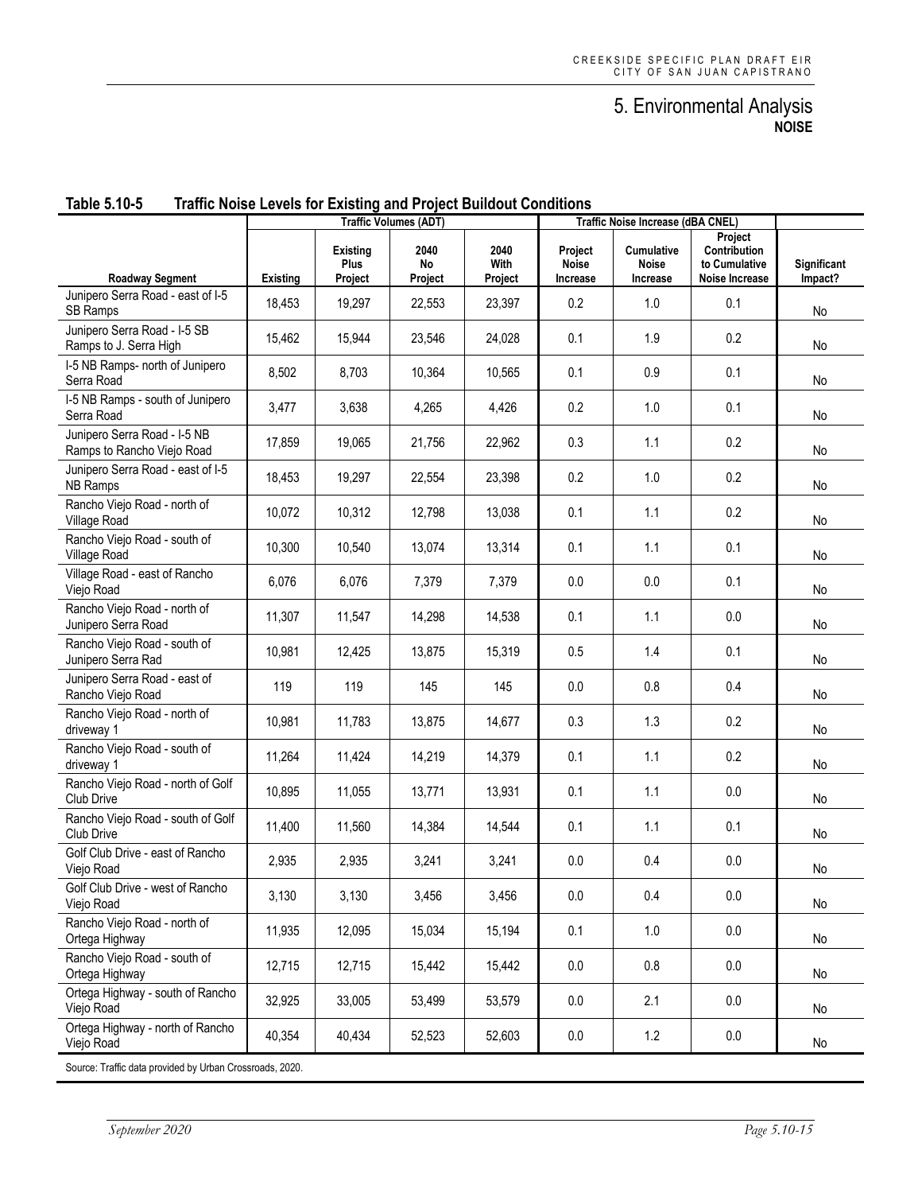# 5. Environmental Analysis

## NOISE

**Table 5.10-5 Traffic Noise Levels for Existing and Project Buildout Conditions**

| | Traffic Volumes (ADT) | | | | Traffic Noise Increase (dBA CNEL) | | | |
|---|---|---|---|---|---|---|---|---|
| **Roadway Segment** | **Existing** | **Existing Plus Project** | **2040 No Project** | **2040 With Project** | **Project Noise Increase** | **Cumulative Noise Increase** | **Project Contribution to Cumulative Noise Increase** | **Significant Impact?** |
| Junipero Serra Road - east of I-5 SB Ramps | 18,453 | 19,297 | 22,553 | 23,397 | 0.2 | 1.0 | 0.1 | No |
| Junipero Serra Road - I-5 SB Ramps to J. Serra High | 15,462 | 15,944 | 23,546 | 24,028 | 0.1 | 1.9 | 0.2 | No |
| I-5 NB Ramps- north of Junipero Serra Road | 8,502 | 8,703 | 10,364 | 10,565 | 0.1 | 0.9 | 0.1 | No |
| I-5 NB Ramps - south of Junipero Serra Road | 3,477 | 3,638 | 4,265 | 4,426 | 0.2 | 1.0 | 0.1 | No |
| Junipero Serra Road - I-5 NB Ramps to Rancho Viejo Road | 17,859 | 19,065 | 21,756 | 22,962 | 0.3 | 1.1 | 0.2 | No |
| Junipero Serra Road - east of I-5 NB Ramps | 18,453 | 19,297 | 22,554 | 23,398 | 0.2 | 1.0 | 0.2 | No |
| Rancho Viejo Road - north of Village Road | 10,072 | 10,312 | 12,798 | 13,038 | 0.1 | 1.1 | 0.2 | No |
| Rancho Viejo Road - south of Village Road | 10,300 | 10,540 | 13,074 | 13,314 | 0.1 | 1.1 | 0.1 | No |
| Village Road - east of Rancho Viejo Road | 6,076 | 6,076 | 7,379 | 7,379 | 0.0 | 0.0 | 0.1 | No |
| Rancho Viejo Road - north of Junipero Serra Road | 11,307 | 11,547 | 14,298 | 14,538 | 0.1 | 1.1 | 0.0 | No |
| Rancho Viejo Road - south of Junipero Serra Rad | 10,981 | 12,425 | 13,875 | 15,319 | 0.5 | 1.4 | 0.1 | No |
| Junipero Serra Road - east of Rancho Viejo Road | 119 | 119 | 145 | 145 | 0.0 | 0.8 | 0.4 | No |
| Rancho Viejo Road - north of driveway 1 | 10,981 | 11,783 | 13,875 | 14,677 | 0.3 | 1.3 | 0.2 | No |
| Rancho Viejo Road - south of driveway 1 | 11,264 | 11,424 | 14,219 | 14,379 | 0.1 | 1.1 | 0.2 | No |
| Rancho Viejo Road - north of Golf Club Drive | 10,895 | 11,055 | 13,771 | 13,931 | 0.1 | 1.1 | 0.0 | No |
| Rancho Viejo Road - south of Golf Club Drive | 11,400 | 11,560 | 14,384 | 14,544 | 0.1 | 1.1 | 0.1 | No |
| Golf Club Drive - east of Rancho Viejo Road | 2,935 | 2,935 | 3,241 | 3,241 | 0.0 | 0.4 | 0.0 | No |
| Golf Club Drive - west of Rancho Viejo Road | 3,130 | 3,130 | 3,456 | 3,456 | 0.0 | 0.4 | 0.0 | No |
| Rancho Viejo Road - north of Ortega Highway | 11,935 | 12,095 | 15,034 | 15,194 | 0.1 | 1.0 | 0.0 | No |
| Rancho Viejo Road - south of Ortega Highway | 12,715 | 12,715 | 15,442 | 15,442 | 0.0 | 0.8 | 0.0 | No |
| Ortega Highway - south of Rancho Viejo Road | 32,925 | 33,005 | 53,499 | 53,579 | 0.0 | 2.1 | 0.0 | No |
| Ortega Highway - north of Rancho Viejo Road | 40,354 | 40,434 | 52,523 | 52,603 | 0.0 | 1.2 | 0.0 | No |

Source: Traffic data provided by Urban Crossroads, 2020.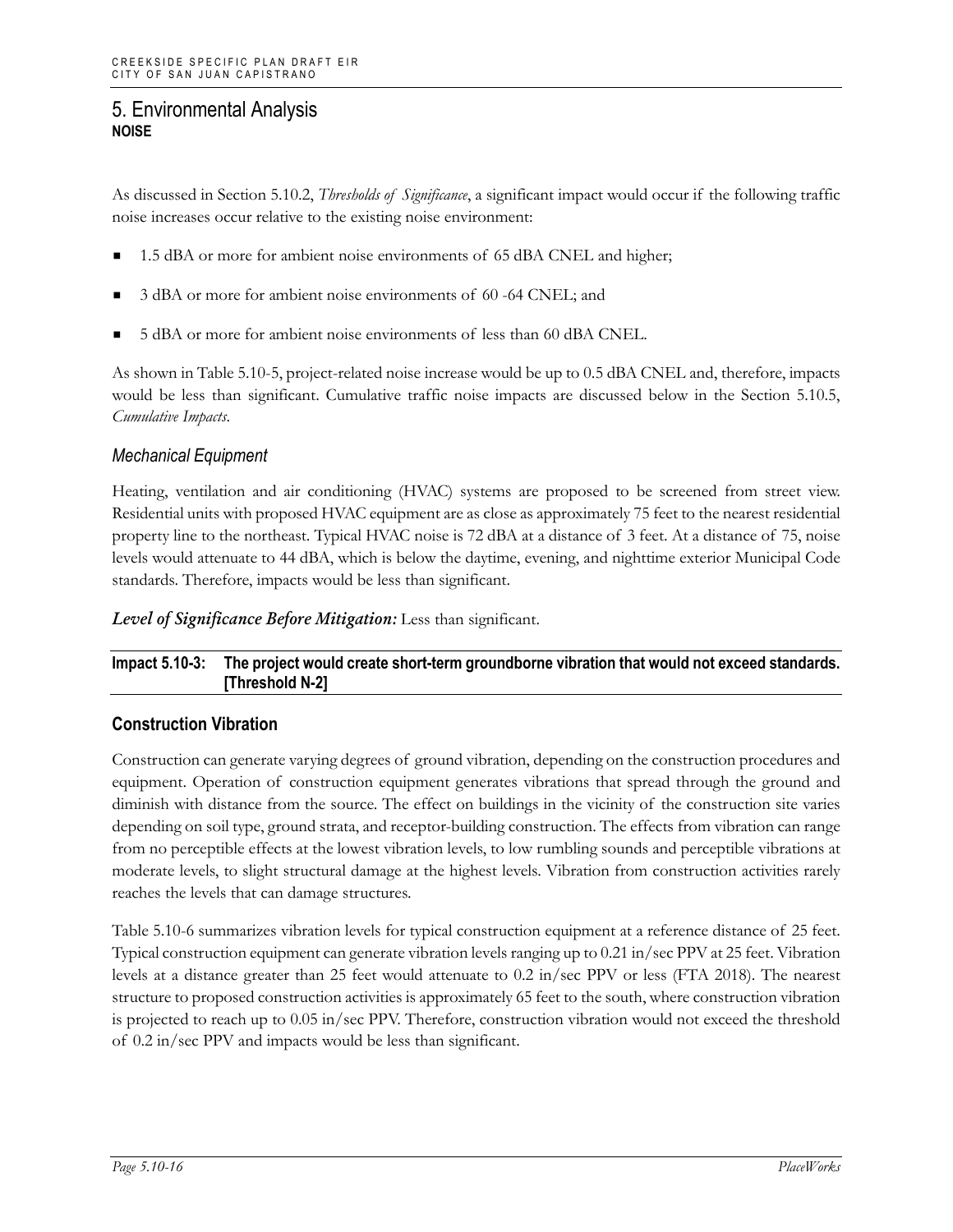# 5. Environmental Analysis

**NOISE**

As discussed in Section 5.10.2, *Thresholds of Significance*, a significant impact would occur if the following traffic noise increases occur relative to the existing noise environment:

- 1.5 dBA or more for ambient noise environments of 65 dBA CNEL and higher;
- 3 dBA or more for ambient noise environments of 60 -64 CNEL; and
- 5 dBA or more for ambient noise environments of less than 60 dBA CNEL.

As shown in Table 5.10-5, project-related noise increase would be up to 0.5 dBA CNEL and, therefore, impacts would be less than significant. Cumulative traffic noise impacts are discussed below in the Section 5.10.5, *Cumulative Impacts*.

### *Mechanical Equipment*

Heating, ventilation and air conditioning (HVAC) systems are proposed to be screened from street view. Residential units with proposed HVAC equipment are as close as approximately 75 feet to the nearest residential property line to the northeast. Typical HVAC noise is 72 dBA at a distance of 3 feet. At a distance of 75, noise levels would attenuate to 44 dBA, which is below the daytime, evening, and nighttime exterior Municipal Code standards. Therefore, impacts would be less than significant.

***Level of Significance Before Mitigation:*** Less than significant.

**Impact 5.10-3: The project would create short-term groundborne vibration that would not exceed standards. [Threshold N-2]**

### Construction Vibration

Construction can generate varying degrees of ground vibration, depending on the construction procedures and equipment. Operation of construction equipment generates vibrations that spread through the ground and diminish with distance from the source. The effect on buildings in the vicinity of the construction site varies depending on soil type, ground strata, and receptor-building construction. The effects from vibration can range from no perceptible effects at the lowest vibration levels, to low rumbling sounds and perceptible vibrations at moderate levels, to slight structural damage at the highest levels. Vibration from construction activities rarely reaches the levels that can damage structures.

Table 5.10-6 summarizes vibration levels for typical construction equipment at a reference distance of 25 feet. Typical construction equipment can generate vibration levels ranging up to 0.21 in/sec PPV at 25 feet. Vibration levels at a distance greater than 25 feet would attenuate to 0.2 in/sec PPV or less (FTA 2018). The nearest structure to proposed construction activities is approximately 65 feet to the south, where construction vibration is projected to reach up to 0.05 in/sec PPV. Therefore, construction vibration would not exceed the threshold of 0.2 in/sec PPV and impacts would be less than significant.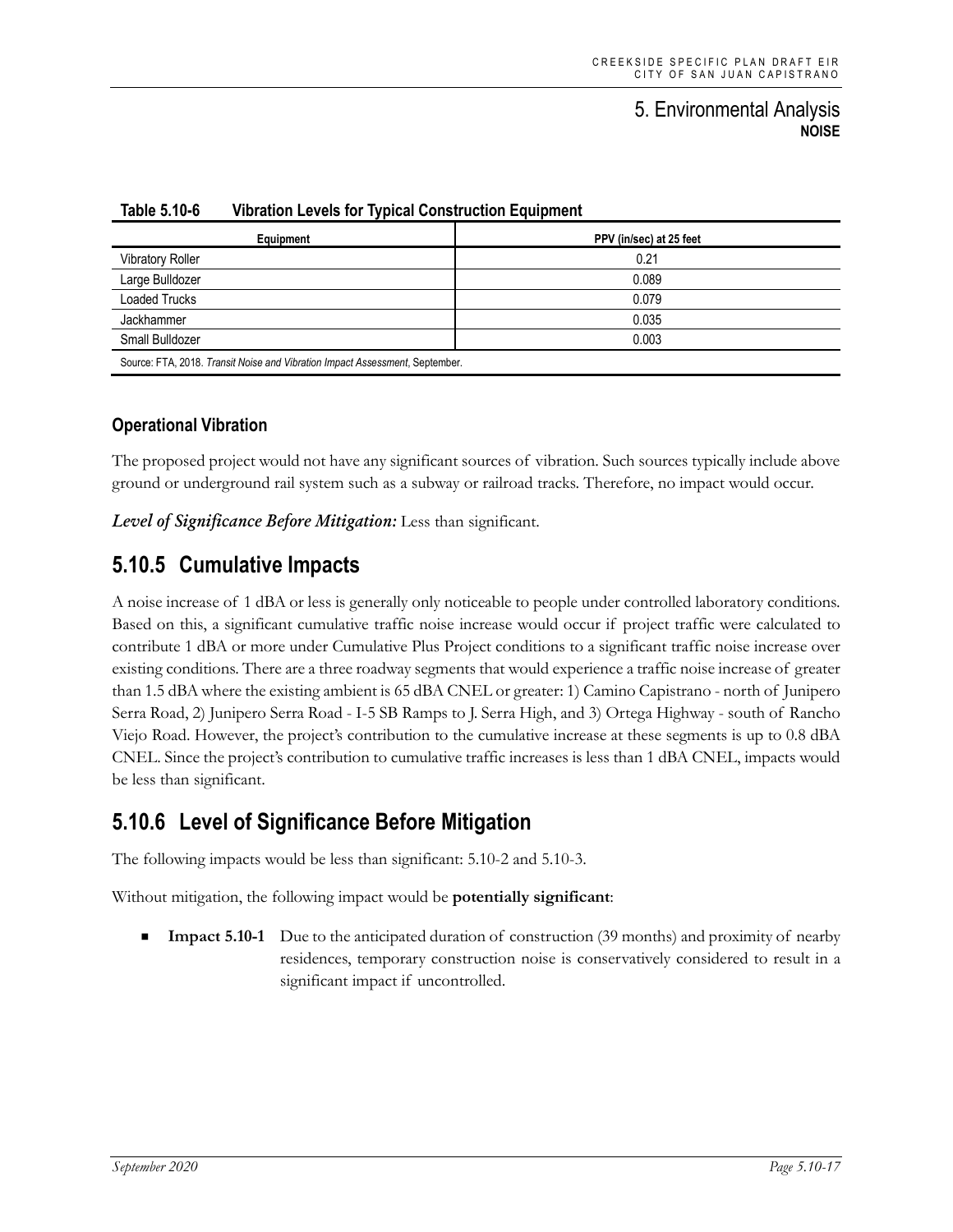**Table 5.10-6 Vibration Levels for Typical Construction Equipment**

| Equipment | PPV (in/sec) at 25 feet |
|---|---|
| Vibratory Roller | 0.21 |
| Large Bulldozer | 0.089 |
| Loaded Trucks | 0.079 |
| Jackhammer | 0.035 |
| Small Bulldozer | 0.003 |
| Source: FTA, 2018. *Transit Noise and Vibration Impact Assessment*, September. | |

### Operational Vibration

The proposed project would not have any significant sources of vibration. Such sources typically include above ground or underground rail system such as a subway or railroad tracks. Therefore, no impact would occur.

***Level of Significance Before Mitigation:*** Less than significant.

## 5.10.5 Cumulative Impacts

A noise increase of 1 dBA or less is generally only noticeable to people under controlled laboratory conditions. Based on this, a significant cumulative traffic noise increase would occur if project traffic were calculated to contribute 1 dBA or more under Cumulative Plus Project conditions to a significant traffic noise increase over existing conditions. There are a three roadway segments that would experience a traffic noise increase of greater than 1.5 dBA where the existing ambient is 65 dBA CNEL or greater: 1) Camino Capistrano - north of Junipero Serra Road, 2) Junipero Serra Road - I-5 SB Ramps to J. Serra High, and 3) Ortega Highway - south of Rancho Viejo Road. However, the project's contribution to the cumulative increase at these segments is up to 0.8 dBA CNEL. Since the project's contribution to cumulative traffic increases is less than 1 dBA CNEL, impacts would be less than significant.

## 5.10.6 Level of Significance Before Mitigation

The following impacts would be less than significant: 5.10-2 and 5.10-3.

Without mitigation, the following impact would be **potentially significant**:

- **Impact 5.10-1** Due to the anticipated duration of construction (39 months) and proximity of nearby residences, temporary construction noise is conservatively considered to result in a significant impact if uncontrolled.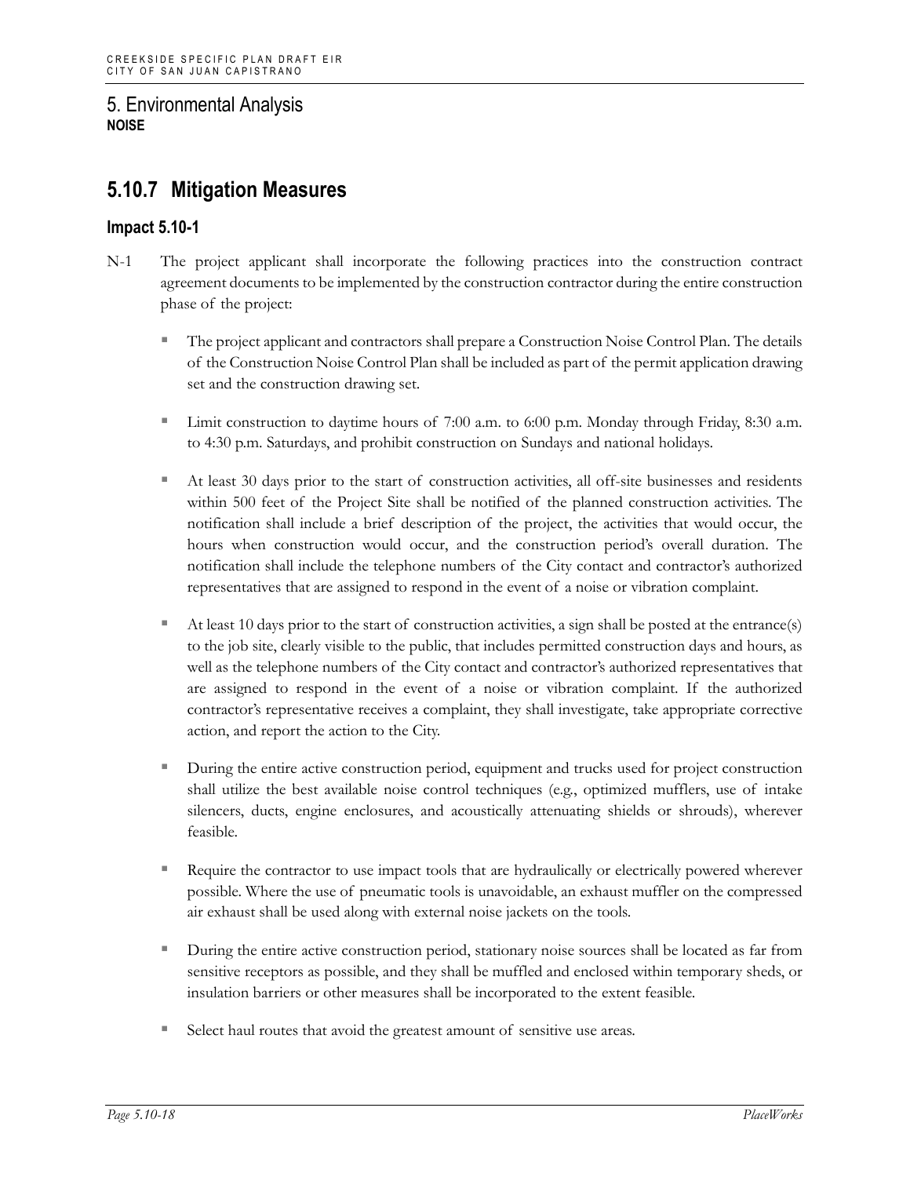# 5. Environmental Analysis
**NOISE**

## 5.10.7 Mitigation Measures

### Impact 5.10-1

N-1 The project applicant shall incorporate the following practices into the construction contract agreement documents to be implemented by the construction contractor during the entire construction phase of the project:

- The project applicant and contractors shall prepare a Construction Noise Control Plan. The details of the Construction Noise Control Plan shall be included as part of the permit application drawing set and the construction drawing set.
- Limit construction to daytime hours of 7:00 a.m. to 6:00 p.m. Monday through Friday, 8:30 a.m. to 4:30 p.m. Saturdays, and prohibit construction on Sundays and national holidays.
- At least 30 days prior to the start of construction activities, all off-site businesses and residents within 500 feet of the Project Site shall be notified of the planned construction activities. The notification shall include a brief description of the project, the activities that would occur, the hours when construction would occur, and the construction period's overall duration. The notification shall include the telephone numbers of the City contact and contractor's authorized representatives that are assigned to respond in the event of a noise or vibration complaint.
- At least 10 days prior to the start of construction activities, a sign shall be posted at the entrance(s) to the job site, clearly visible to the public, that includes permitted construction days and hours, as well as the telephone numbers of the City contact and contractor's authorized representatives that are assigned to respond in the event of a noise or vibration complaint. If the authorized contractor's representative receives a complaint, they shall investigate, take appropriate corrective action, and report the action to the City.
- During the entire active construction period, equipment and trucks used for project construction shall utilize the best available noise control techniques (e.g., optimized mufflers, use of intake silencers, ducts, engine enclosures, and acoustically attenuating shields or shrouds), wherever feasible.
- Require the contractor to use impact tools that are hydraulically or electrically powered wherever possible. Where the use of pneumatic tools is unavoidable, an exhaust muffler on the compressed air exhaust shall be used along with external noise jackets on the tools.
- During the entire active construction period, stationary noise sources shall be located as far from sensitive receptors as possible, and they shall be muffled and enclosed within temporary sheds, or insulation barriers or other measures shall be incorporated to the extent feasible.
- Select haul routes that avoid the greatest amount of sensitive use areas.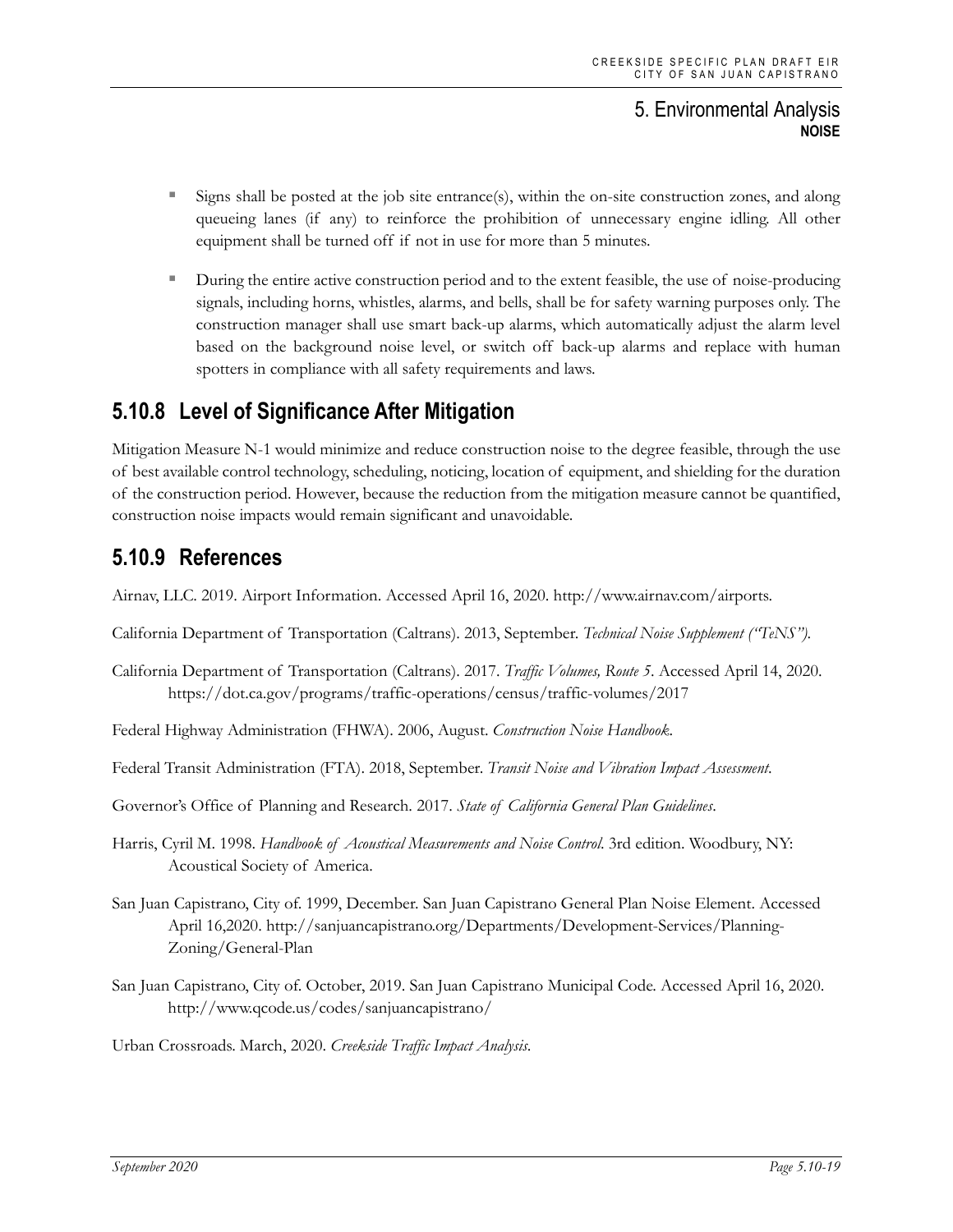- Signs shall be posted at the job site entrance(s), within the on-site construction zones, and along queueing lanes (if any) to reinforce the prohibition of unnecessary engine idling. All other equipment shall be turned off if not in use for more than 5 minutes.
- During the entire active construction period and to the extent feasible, the use of noise-producing signals, including horns, whistles, alarms, and bells, shall be for safety warning purposes only. The construction manager shall use smart back-up alarms, which automatically adjust the alarm level based on the background noise level, or switch off back-up alarms and replace with human spotters in compliance with all safety requirements and laws.

## 5.10.8 Level of Significance After Mitigation

Mitigation Measure N-1 would minimize and reduce construction noise to the degree feasible, through the use of best available control technology, scheduling, noticing, location of equipment, and shielding for the duration of the construction period. However, because the reduction from the mitigation measure cannot be quantified, construction noise impacts would remain significant and unavoidable.

## 5.10.9 References

Airnav, LLC. 2019. Airport Information. Accessed April 16, 2020. http://www.airnav.com/airports.

California Department of Transportation (Caltrans). 2013, September. *Technical Noise Supplement ("TeNS")*.

California Department of Transportation (Caltrans). 2017. *Traffic Volumes, Route 5*. Accessed April 14, 2020. https://dot.ca.gov/programs/traffic-operations/census/traffic-volumes/2017

Federal Highway Administration (FHWA). 2006, August. *Construction Noise Handbook*.

Federal Transit Administration (FTA). 2018, September. *Transit Noise and Vibration Impact Assessment*.

Governor's Office of Planning and Research. 2017. *State of California General Plan Guidelines*.

Harris, Cyril M. 1998. *Handbook of Acoustical Measurements and Noise Control*. 3rd edition. Woodbury, NY: Acoustical Society of America.

San Juan Capistrano, City of. 1999, December. San Juan Capistrano General Plan Noise Element. Accessed April 16,2020. http://sanjuancapistrano.org/Departments/Development-Services/Planning-Zoning/General-Plan

San Juan Capistrano, City of. October, 2019. San Juan Capistrano Municipal Code. Accessed April 16, 2020. http://www.qcode.us/codes/sanjuancapistrano/

Urban Crossroads. March, 2020. *Creekside Traffic Impact Analysis*.